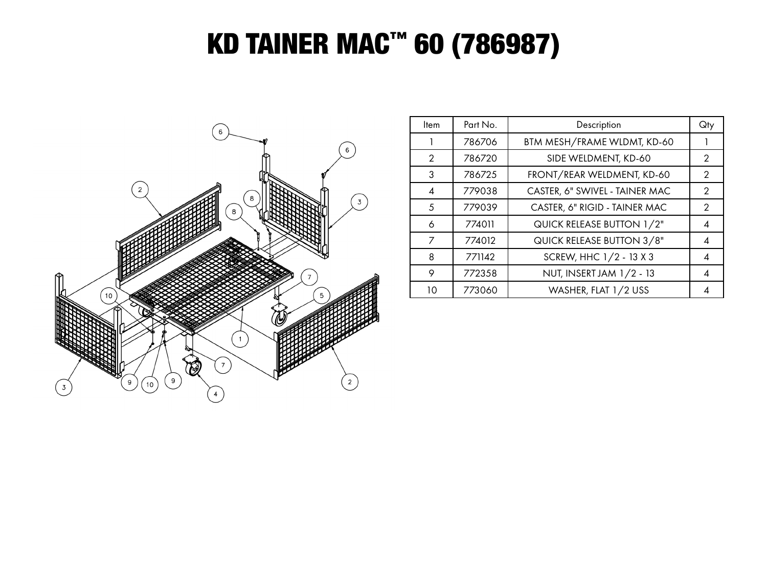# KD TAINER MAC™ 60 (786987)

| Item | Part No. | Description | Qty |
| --- | --- | --- | --- |
| 1 | 786706 | BTM MESH/FRAME WLDMT, KD-60 | 1 |
| 2 | 786720 | SIDE WELDMENT, KD-60 | 2 |
| 3 | 786725 | FRONT/REAR WELDMENT, KD-60 | 2 |
| 4 | 779038 | CASTER, 6" SWIVEL - TAINER MAC | 2 |
| 5 | 779039 | CASTER, 6" RIGID - TAINER MAC | 2 |
| 6 | 774011 | QUICK RELEASE BUTTON 1/2" | 4 |
| 7 | 774012 | QUICK RELEASE BUTTON 3/8" | 4 |
| 8 | 771142 | SCREW, HHC 1/2 - 13 X 3 | 4 |
| 9 | 772358 | NUT, INSERT JAM 1/2 - 13 | 4 |
| 10 | 773060 | WASHER, FLAT 1/2 USS | 4 |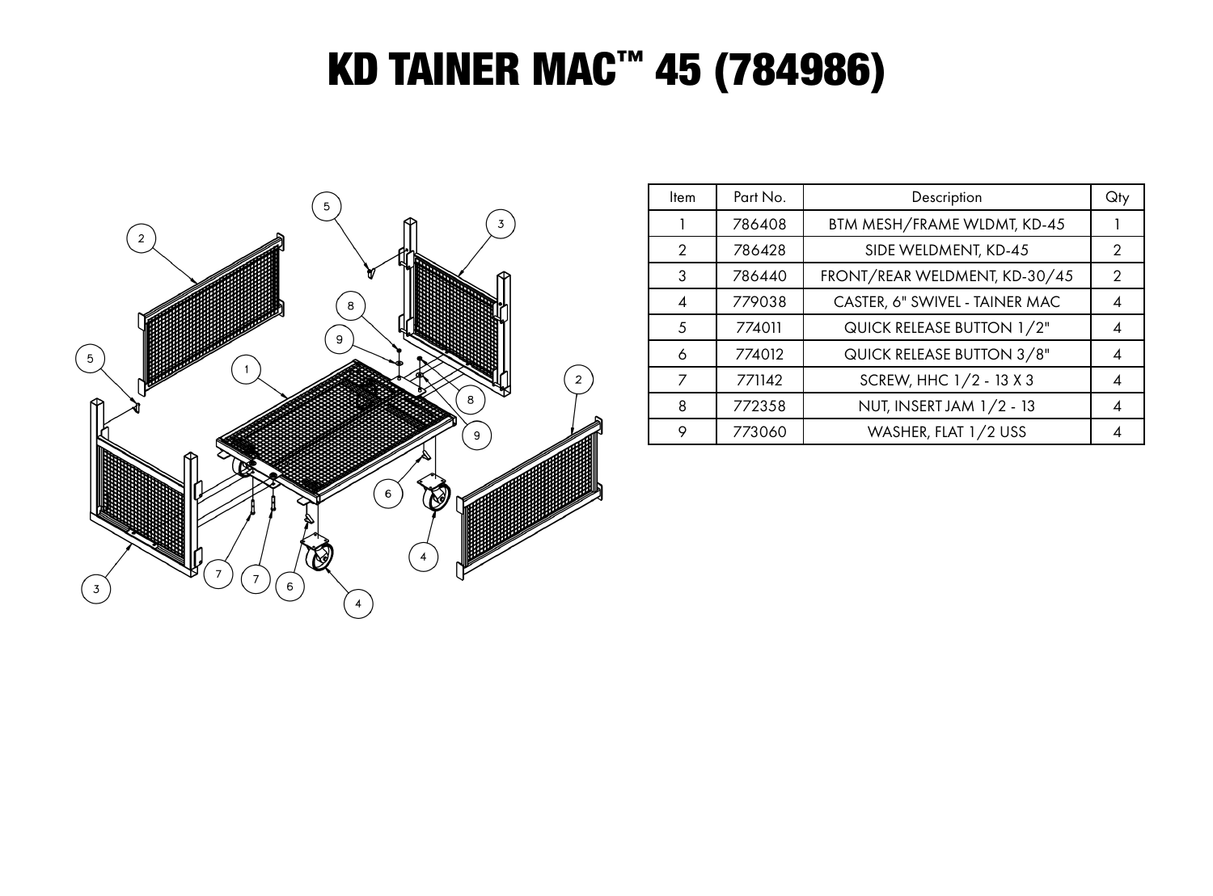# KD TAINER MAC™ 45 (784986)

| Item | Part No. | Description | Qty |
|---|---|---|---|
| 1 | 786408 | BTM MESH/FRAME WLDMT, KD-45 | 1 |
| 2 | 786428 | SIDE WELDMENT, KD-45 | 2 |
| 3 | 786440 | FRONT/REAR WELDMENT, KD-30/45 | 2 |
| 4 | 779038 | CASTER, 6" SWIVEL - TAINER MAC | 4 |
| 5 | 774011 | QUICK RELEASE BUTTON 1/2" | 4 |
| 6 | 774012 | QUICK RELEASE BUTTON 3/8" | 4 |
| 7 | 771142 | SCREW, HHC 1/2 - 13 X 3 | 4 |
| 8 | 772358 | NUT, INSERT JAM 1/2 - 13 | 4 |
| 9 | 773060 | WASHER, FLAT 1/2 USS | 4 |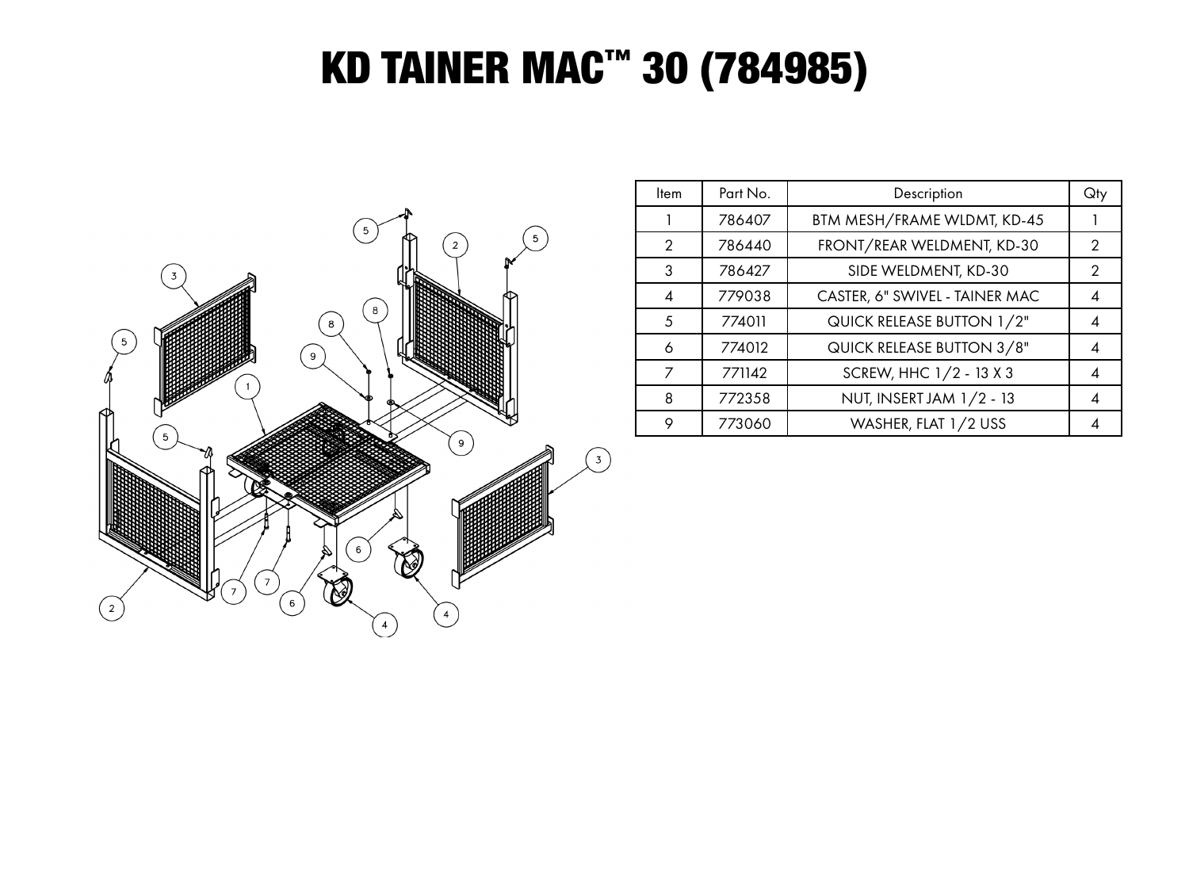# KD TAINER MAC™ 30 (784985)

| Item | Part No. | Description | Qty |
|---|---|---|---|
| 1 | 786407 | BTM MESH/FRAME WLDMT, KD-45 | 1 |
| 2 | 786440 | FRONT/REAR WELDMENT, KD-30 | 2 |
| 3 | 786427 | SIDE WELDMENT, KD-30 | 2 |
| 4 | 779038 | CASTER, 6" SWIVEL - TAINER MAC | 4 |
| 5 | 774011 | QUICK RELEASE BUTTON 1/2" | 4 |
| 6 | 774012 | QUICK RELEASE BUTTON 3/8" | 4 |
| 7 | 771142 | SCREW, HHC 1/2 - 13 X 3 | 4 |
| 8 | 772358 | NUT, INSERT JAM 1/2 - 13 | 4 |
| 9 | 773060 | WASHER, FLAT 1/2 USS | 4 |